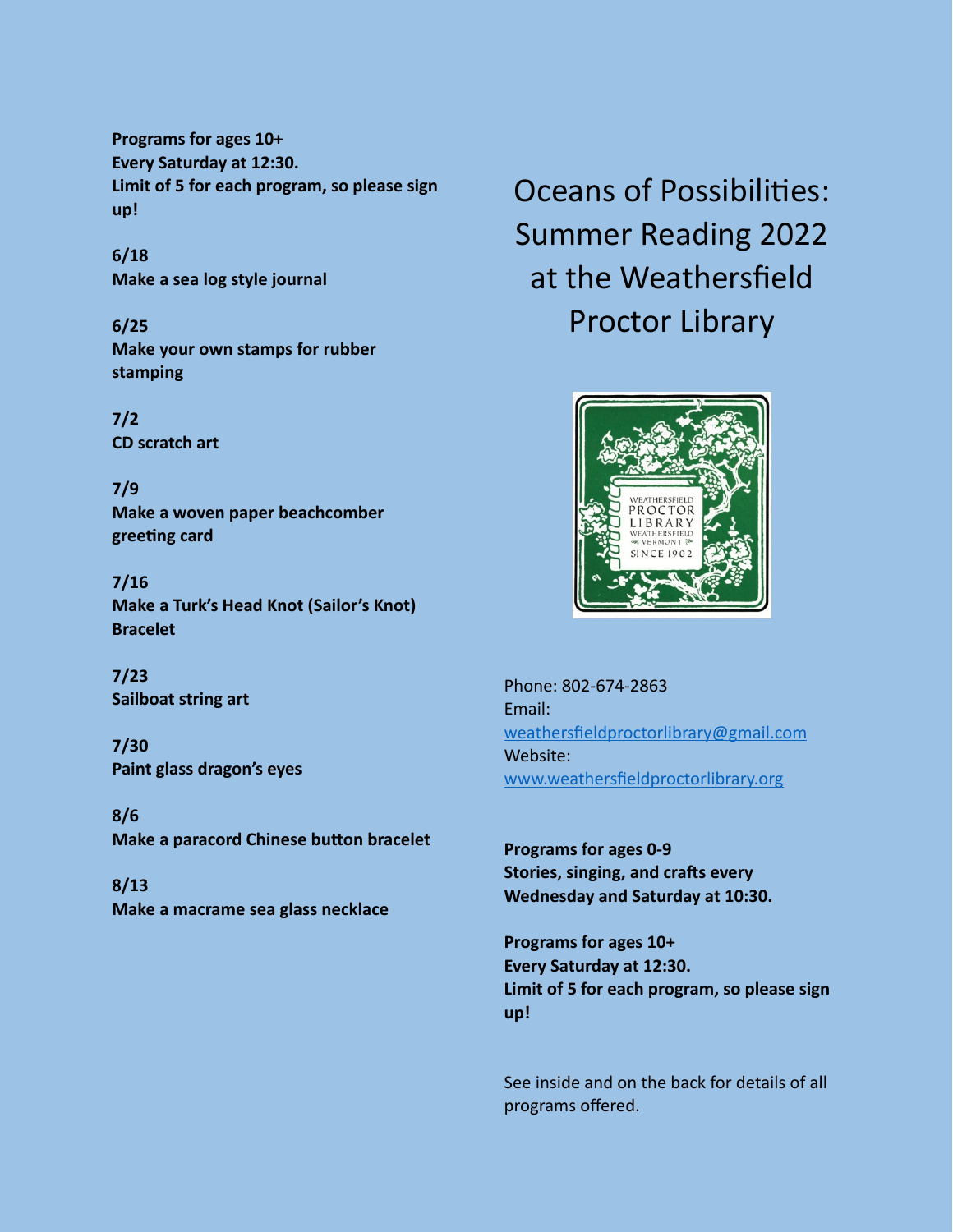**Programs for ages 10+**
**Every Saturday at 12:30.**
**Limit of 5 for each program, so please sign up!**

**6/18**
**Make a sea log style journal**

**6/25**
**Make your own stamps for rubber stamping**

**7/2**
**CD scratch art**

**7/9**
**Make a woven paper beachcomber greeting card**

**7/16**
**Make a Turk's Head Knot (Sailor's Knot) Bracelet**

**7/23**
**Sailboat string art**

**7/30**
**Paint glass dragon's eyes**

**8/6**
**Make a paracord Chinese button bracelet**

**8/13**
**Make a macrame sea glass necklace**

# Oceans of Possibilities: Summer Reading 2022 at the Weathersfield Proctor Library

WEATHERSFIELD PROCTOR LIBRARY WEATHERSFIELD VERMONT SINCE 1902

Phone: 802-674-2863
Email: [weathersfieldproctorlibrary@gmail.com](mailto:weathersfieldproctorlibrary@gmail.com)
Website: [www.weathersfieldproctorlibrary.org](http://www.weathersfieldproctorlibrary.org)

**Programs for ages 0-9**
**Stories, singing, and crafts every Wednesday and Saturday at 10:30.**

**Programs for ages 10+**
**Every Saturday at 12:30.**
**Limit of 5 for each program, so please sign up!**

See inside and on the back for details of all programs offered.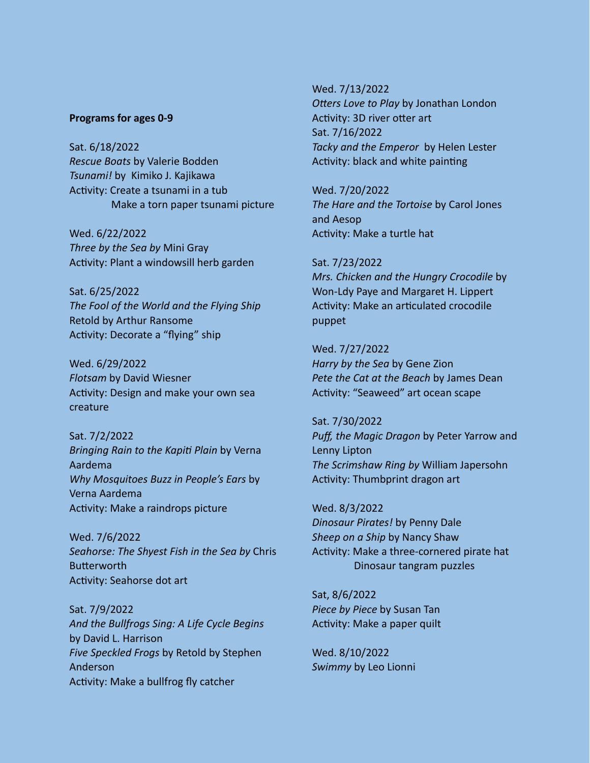**Programs for ages 0-9**

Sat. 6/18/2022
*Rescue Boats* by Valerie Bodden
*Tsunami!* by Kimiko J. Kajikawa
Activity: Create a tsunami in a tub
Make a torn paper tsunami picture

Wed. 6/22/2022
*Three by the Sea by* Mini Gray
Activity: Plant a windowsill herb garden

Sat. 6/25/2022
*The Fool of the World and the Flying Ship*
Retold by Arthur Ransome
Activity: Decorate a "flying" ship

Wed. 6/29/2022
*Flotsam* by David Wiesner
Activity: Design and make your own sea creature

Sat. 7/2/2022
*Bringing Rain to the Kapiti Plain* by Verna Aardema
*Why Mosquitoes Buzz in People's Ears* by Verna Aardema
Activity: Make a raindrops picture

Wed. 7/6/2022
*Seahorse: The Shyest Fish in the Sea by* Chris Butterworth
Activity: Seahorse dot art

Sat. 7/9/2022
*And the Bullfrogs Sing: A Life Cycle Begins* by David L. Harrison
*Five Speckled Frogs* by Retold by Stephen Anderson
Activity: Make a bullfrog fly catcher

Wed. 7/13/2022
*Otters Love to Play* by Jonathan London
Activity: 3D river otter art
Sat. 7/16/2022
*Tacky and the Emperor* by Helen Lester
Activity: black and white painting

Wed. 7/20/2022
*The Hare and the Tortoise* by Carol Jones and Aesop
Activity: Make a turtle hat

Sat. 7/23/2022
*Mrs. Chicken and the Hungry Crocodile* by Won-Ldy Paye and Margaret H. Lippert
Activity: Make an articulated crocodile puppet

Wed. 7/27/2022
*Harry by the Sea* by Gene Zion
*Pete the Cat at the Beach* by James Dean
Activity: "Seaweed" art ocean scape

Sat. 7/30/2022
*Puff, the Magic Dragon* by Peter Yarrow and Lenny Lipton
*The Scrimshaw Ring by* William Japersohn
Activity: Thumbprint dragon art

Wed. 8/3/2022
*Dinosaur Pirates!* by Penny Dale
*Sheep on a Ship* by Nancy Shaw
Activity: Make a three-cornered pirate hat
Dinosaur tangram puzzles

Sat, 8/6/2022
*Piece by Piece* by Susan Tan
Activity: Make a paper quilt

Wed. 8/10/2022
*Swimmy* by Leo Lionni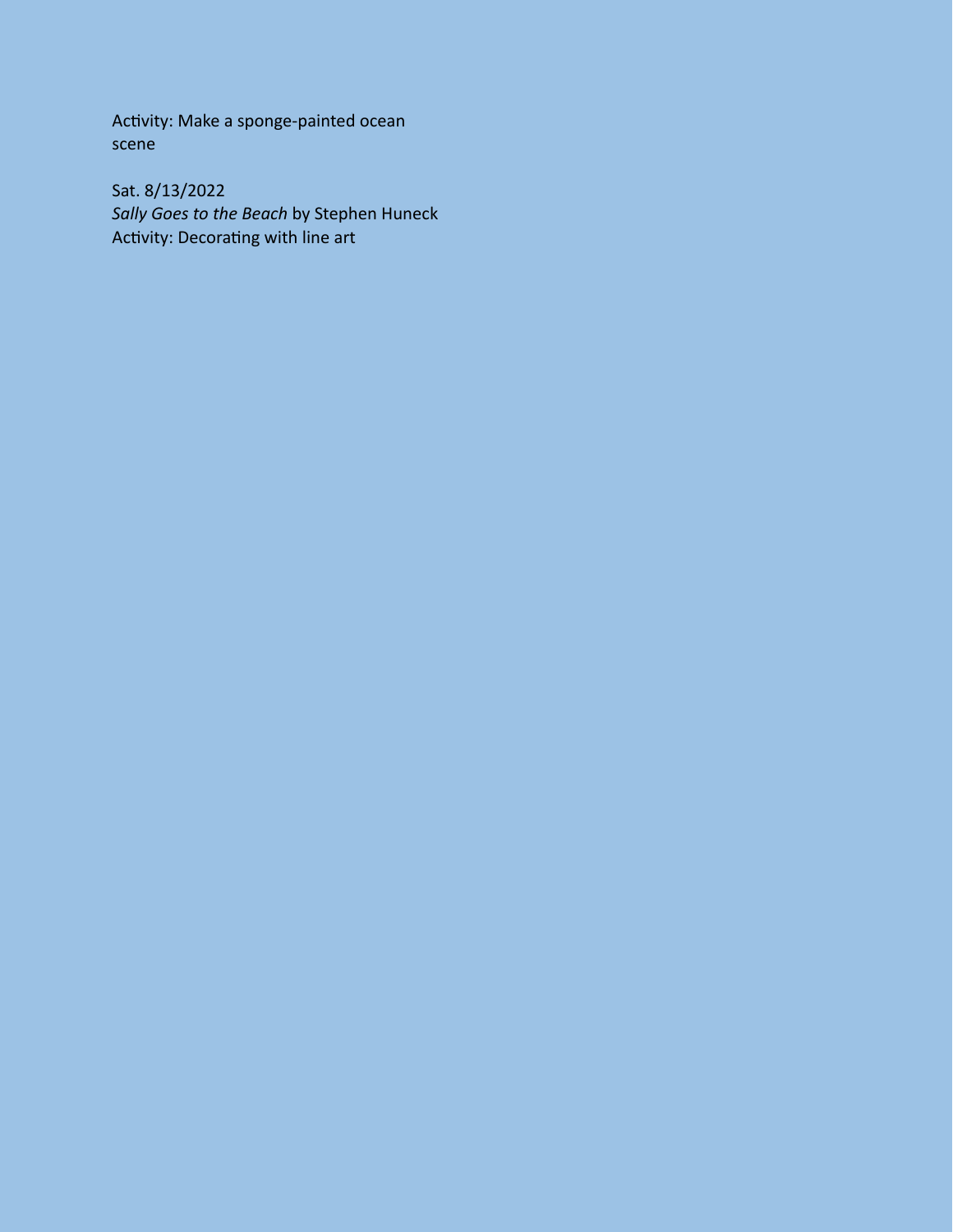Activity: Make a sponge-painted ocean scene

Sat. 8/13/2022
*Sally Goes to the Beach* by Stephen Huneck
Activity: Decorating with line art